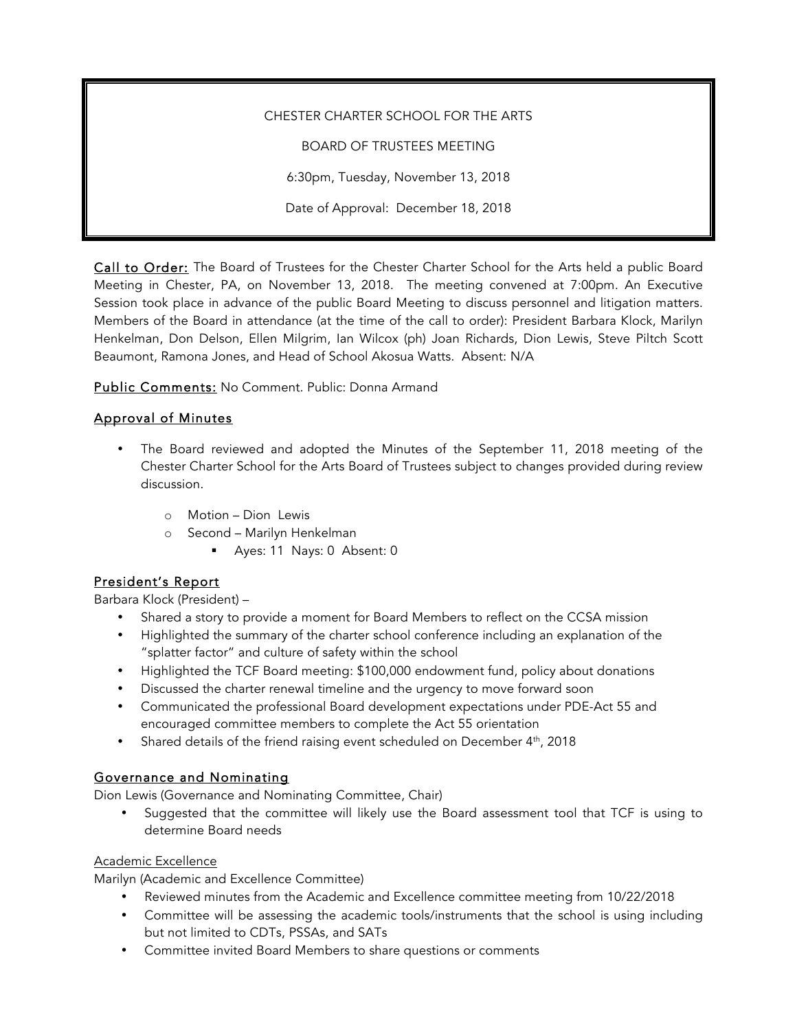CHESTER CHARTER SCHOOL FOR THE ARTS

BOARD OF TRUSTEES MEETING

6:30pm, Tuesday, November 13, 2018

Date of Approval: December 18, 2018

**Call to Order:** The Board of Trustees for the Chester Charter School for the Arts held a public Board Meeting in Chester, PA, on November 13, 2018. The meeting convened at 7:00pm. An Executive Session took place in advance of the public Board Meeting to discuss personnel and litigation matters. Members of the Board in attendance (at the time of the call to order): President Barbara Klock, Marilyn Henkelman, Don Delson, Ellen Milgrim, Ian Wilcox (ph) Joan Richards, Dion Lewis, Steve Piltch Scott Beaumont, Ramona Jones, and Head of School Akosua Watts. Absent: N/A

**Public Comments:** No Comment. Public: Donna Armand

## Approval of Minutes

- The Board reviewed and adopted the Minutes of the September 11, 2018 meeting of the Chester Charter School for the Arts Board of Trustees subject to changes provided during review discussion.
  - Motion – Dion Lewis
  - Second – Marilyn Henkelman
    - Ayes: 11 Nays: 0 Absent: 0

## President's Report

Barbara Klock (President) –

- Shared a story to provide a moment for Board Members to reflect on the CCSA mission
- Highlighted the summary of the charter school conference including an explanation of the "splatter factor" and culture of safety within the school
- Highlighted the TCF Board meeting: $100,000 endowment fund, policy about donations
- Discussed the charter renewal timeline and the urgency to move forward soon
- Communicated the professional Board development expectations under PDE-Act 55 and encouraged committee members to complete the Act 55 orientation
- Shared details of the friend raising event scheduled on December 4th, 2018

## Governance and Nominating

Dion Lewis (Governance and Nominating Committee, Chair)

- Suggested that the committee will likely use the Board assessment tool that TCF is using to determine Board needs

### Academic Excellence

Marilyn (Academic and Excellence Committee)

- Reviewed minutes from the Academic and Excellence committee meeting from 10/22/2018
- Committee will be assessing the academic tools/instruments that the school is using including but not limited to CDTs, PSSAs, and SATs
- Committee invited Board Members to share questions or comments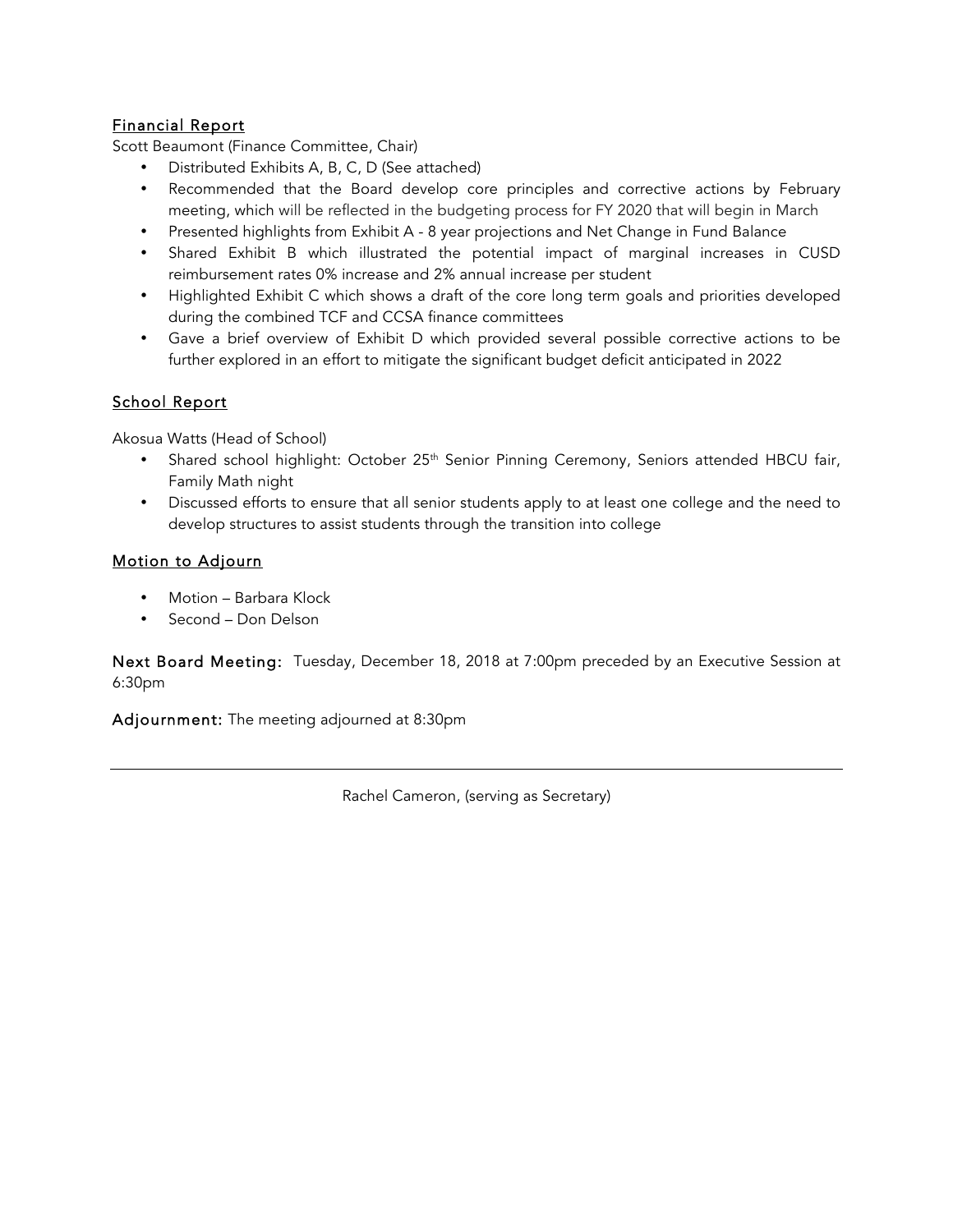## Financial Report

Scott Beaumont (Finance Committee, Chair)

- Distributed Exhibits A, B, C, D (See attached)
- Recommended that the Board develop core principles and corrective actions by February meeting, which will be reflected in the budgeting process for FY 2020 that will begin in March
- Presented highlights from Exhibit A - 8 year projections and Net Change in Fund Balance
- Shared Exhibit B which illustrated the potential impact of marginal increases in CUSD reimbursement rates 0% increase and 2% annual increase per student
- Highlighted Exhibit C which shows a draft of the core long term goals and priorities developed during the combined TCF and CCSA finance committees
- Gave a brief overview of Exhibit D which provided several possible corrective actions to be further explored in an effort to mitigate the significant budget deficit anticipated in 2022

## School Report

Akosua Watts (Head of School)

- Shared school highlight: October 25th Senior Pinning Ceremony, Seniors attended HBCU fair, Family Math night
- Discussed efforts to ensure that all senior students apply to at least one college and the need to develop structures to assist students through the transition into college

## Motion to Adjourn

- Motion – Barbara Klock
- Second – Don Delson

**Next Board Meeting:** Tuesday, December 18, 2018 at 7:00pm preceded by an Executive Session at 6:30pm

**Adjournment:** The meeting adjourned at 8:30pm

---

Rachel Cameron, (serving as Secretary)